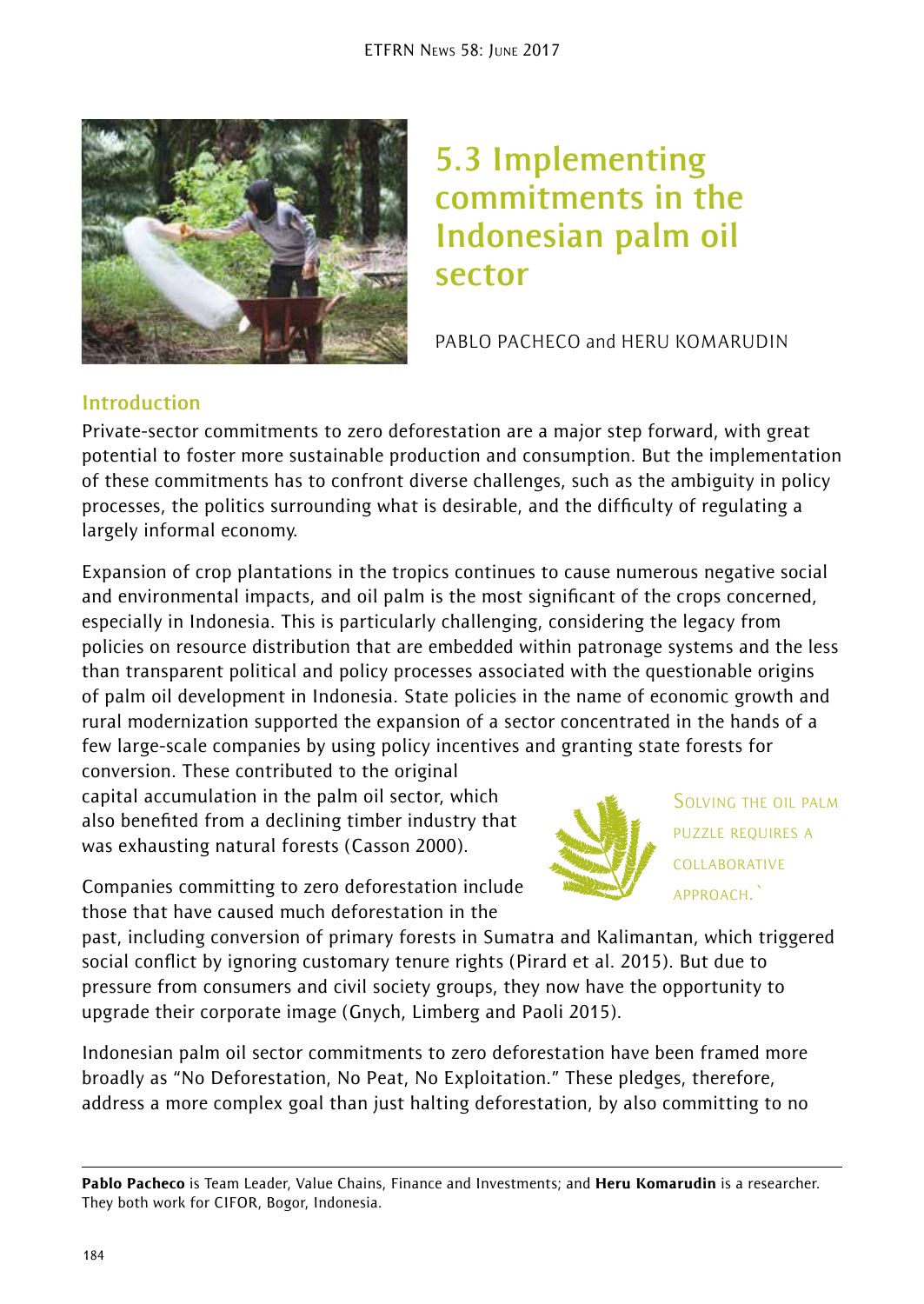# 5.3 Implementing commitments in the Indonesian palm oil sector

PABLO PACHECO and HERU KOMARUDIN

## Introduction

Private-sector commitments to zero deforestation are a major step forward, with great potential to foster more sustainable production and consumption. But the implementation of these commitments has to confront diverse challenges, such as the ambiguity in policy processes, the politics surrounding what is desirable, and the difficulty of regulating a largely informal economy.

Expansion of crop plantations in the tropics continues to cause numerous negative social and environmental impacts, and oil palm is the most significant of the crops concerned, especially in Indonesia. This is particularly challenging, considering the legacy from policies on resource distribution that are embedded within patronage systems and the less than transparent political and policy processes associated with the questionable origins of palm oil development in Indonesia. State policies in the name of economic growth and rural modernization supported the expansion of a sector concentrated in the hands of a few large-scale companies by using policy incentives and granting state forests for conversion. These contributed to the original capital accumulation in the palm oil sector, which also benefited from a declining timber industry that was exhausting natural forests (Casson 2000).

> Solving the oil palm puzzle requires a collaborative approach.

Companies committing to zero deforestation include those that have caused much deforestation in the past, including conversion of primary forests in Sumatra and Kalimantan, which triggered social conflict by ignoring customary tenure rights (Pirard et al. 2015). But due to pressure from consumers and civil society groups, they now have the opportunity to upgrade their corporate image (Gnych, Limberg and Paoli 2015).

Indonesian palm oil sector commitments to zero deforestation have been framed more broadly as "No Deforestation, No Peat, No Exploitation." These pledges, therefore, address a more complex goal than just halting deforestation, by also committing to no

---

**Pablo Pacheco** is Team Leader, Value Chains, Finance and Investments; and **Heru Komarudin** is a researcher. They both work for CIFOR, Bogor, Indonesia.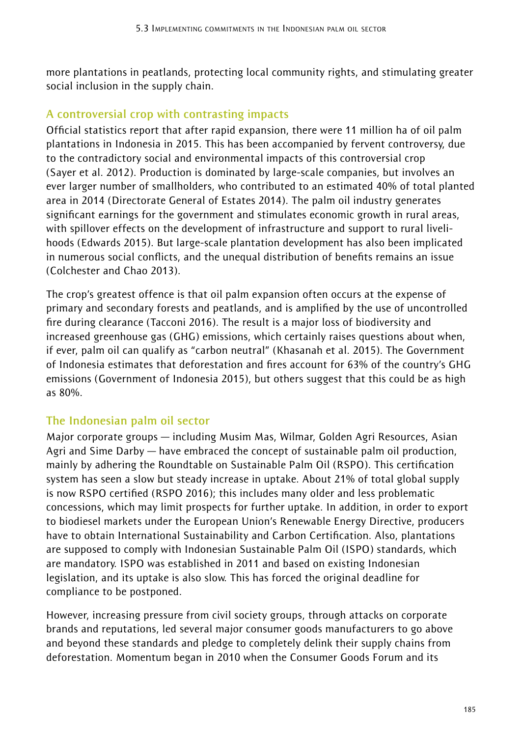more plantations in peatlands, protecting local community rights, and stimulating greater social inclusion in the supply chain.

## A controversial crop with contrasting impacts

Official statistics report that after rapid expansion, there were 11 million ha of oil palm plantations in Indonesia in 2015. This has been accompanied by fervent controversy, due to the contradictory social and environmental impacts of this controversial crop (Sayer et al. 2012). Production is dominated by large-scale companies, but involves an ever larger number of smallholders, who contributed to an estimated 40% of total planted area in 2014 (Directorate General of Estates 2014). The palm oil industry generates significant earnings for the government and stimulates economic growth in rural areas, with spillover effects on the development of infrastructure and support to rural livelihoods (Edwards 2015). But large-scale plantation development has also been implicated in numerous social conflicts, and the unequal distribution of benefits remains an issue (Colchester and Chao 2013).

The crop's greatest offence is that oil palm expansion often occurs at the expense of primary and secondary forests and peatlands, and is amplified by the use of uncontrolled fire during clearance (Tacconi 2016). The result is a major loss of biodiversity and increased greenhouse gas (GHG) emissions, which certainly raises questions about when, if ever, palm oil can qualify as "carbon neutral" (Khasanah et al. 2015). The Government of Indonesia estimates that deforestation and fires account for 63% of the country's GHG emissions (Government of Indonesia 2015), but others suggest that this could be as high as 80%.

## The Indonesian palm oil sector

Major corporate groups — including Musim Mas, Wilmar, Golden Agri Resources, Asian Agri and Sime Darby — have embraced the concept of sustainable palm oil production, mainly by adhering the Roundtable on Sustainable Palm Oil (RSPO). This certification system has seen a slow but steady increase in uptake. About 21% of total global supply is now RSPO certified (RSPO 2016); this includes many older and less problematic concessions, which may limit prospects for further uptake. In addition, in order to export to biodiesel markets under the European Union's Renewable Energy Directive, producers have to obtain International Sustainability and Carbon Certification. Also, plantations are supposed to comply with Indonesian Sustainable Palm Oil (ISPO) standards, which are mandatory. ISPO was established in 2011 and based on existing Indonesian legislation, and its uptake is also slow. This has forced the original deadline for compliance to be postponed.

However, increasing pressure from civil society groups, through attacks on corporate brands and reputations, led several major consumer goods manufacturers to go above and beyond these standards and pledge to completely delink their supply chains from deforestation. Momentum began in 2010 when the Consumer Goods Forum and its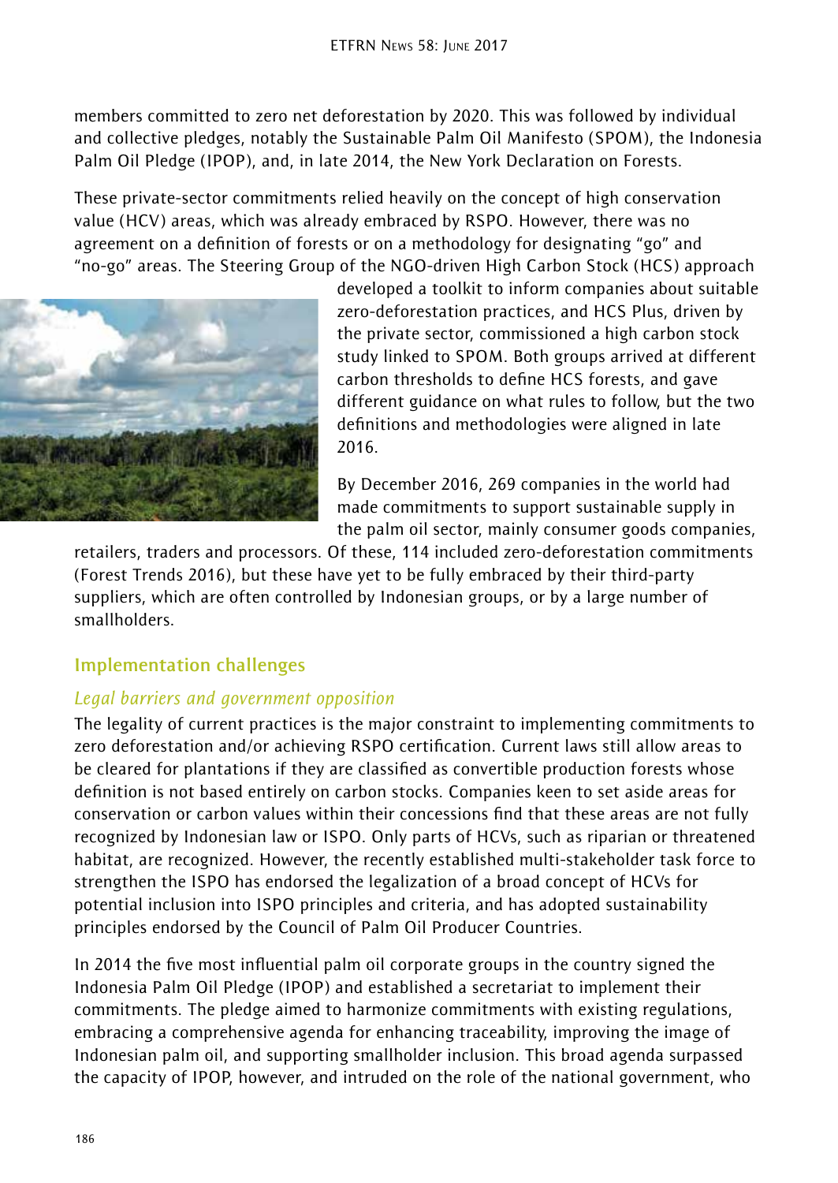members committed to zero net deforestation by 2020. This was followed by individual and collective pledges, notably the Sustainable Palm Oil Manifesto (SPOM), the Indonesia Palm Oil Pledge (IPOP), and, in late 2014, the New York Declaration on Forests.

These private-sector commitments relied heavily on the concept of high conservation value (HCV) areas, which was already embraced by RSPO. However, there was no agreement on a definition of forests or on a methodology for designating "go" and "no-go" areas. The Steering Group of the NGO-driven High Carbon Stock (HCS) approach developed a toolkit to inform companies about suitable zero-deforestation practices, and HCS Plus, driven by the private sector, commissioned a high carbon stock study linked to SPOM. Both groups arrived at different carbon thresholds to define HCS forests, and gave different guidance on what rules to follow, but the two definitions and methodologies were aligned in late 2016.

By December 2016, 269 companies in the world had made commitments to support sustainable supply in the palm oil sector, mainly consumer goods companies, retailers, traders and processors. Of these, 114 included zero-deforestation commitments (Forest Trends 2016), but these have yet to be fully embraced by their third-party suppliers, which are often controlled by Indonesian groups, or by a large number of smallholders.

## Implementation challenges

### *Legal barriers and government opposition*

The legality of current practices is the major constraint to implementing commitments to zero deforestation and/or achieving RSPO certification. Current laws still allow areas to be cleared for plantations if they are classified as convertible production forests whose definition is not based entirely on carbon stocks. Companies keen to set aside areas for conservation or carbon values within their concessions find that these areas are not fully recognized by Indonesian law or ISPO. Only parts of HCVs, such as riparian or threatened habitat, are recognized. However, the recently established multi-stakeholder task force to strengthen the ISPO has endorsed the legalization of a broad concept of HCVs for potential inclusion into ISPO principles and criteria, and has adopted sustainability principles endorsed by the Council of Palm Oil Producer Countries.

In 2014 the five most influential palm oil corporate groups in the country signed the Indonesia Palm Oil Pledge (IPOP) and established a secretariat to implement their commitments. The pledge aimed to harmonize commitments with existing regulations, embracing a comprehensive agenda for enhancing traceability, improving the image of Indonesian palm oil, and supporting smallholder inclusion. This broad agenda surpassed the capacity of IPOP, however, and intruded on the role of the national government, who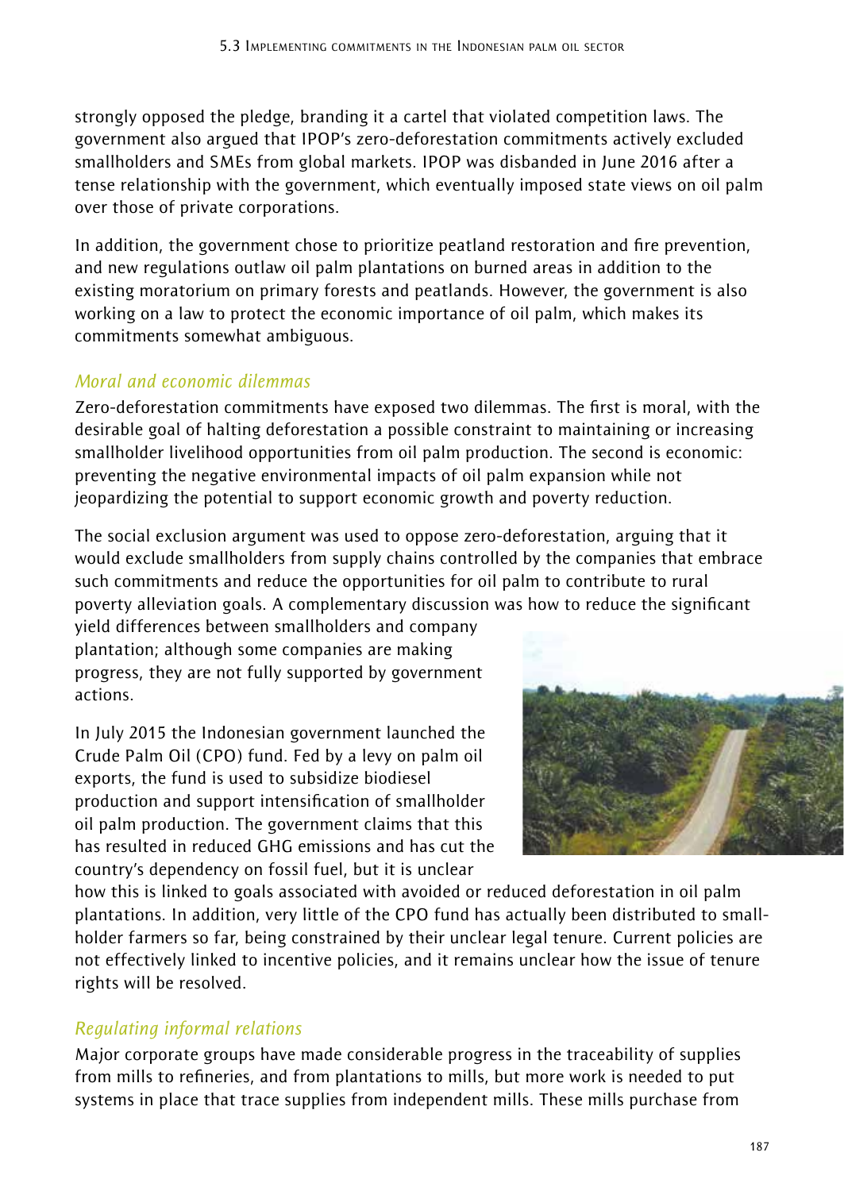strongly opposed the pledge, branding it a cartel that violated competition laws. The government also argued that IPOP's zero-deforestation commitments actively excluded smallholders and SMEs from global markets. IPOP was disbanded in June 2016 after a tense relationship with the government, which eventually imposed state views on oil palm over those of private corporations.

In addition, the government chose to prioritize peatland restoration and fire prevention, and new regulations outlaw oil palm plantations on burned areas in addition to the existing moratorium on primary forests and peatlands. However, the government is also working on a law to protect the economic importance of oil palm, which makes its commitments somewhat ambiguous.

### *Moral and economic dilemmas*

Zero-deforestation commitments have exposed two dilemmas. The first is moral, with the desirable goal of halting deforestation a possible constraint to maintaining or increasing smallholder livelihood opportunities from oil palm production. The second is economic: preventing the negative environmental impacts of oil palm expansion while not jeopardizing the potential to support economic growth and poverty reduction.

The social exclusion argument was used to oppose zero-deforestation, arguing that it would exclude smallholders from supply chains controlled by the companies that embrace such commitments and reduce the opportunities for oil palm to contribute to rural poverty alleviation goals. A complementary discussion was how to reduce the significant yield differences between smallholders and company plantation; although some companies are making progress, they are not fully supported by government actions.

In July 2015 the Indonesian government launched the Crude Palm Oil (CPO) fund. Fed by a levy on palm oil exports, the fund is used to subsidize biodiesel production and support intensification of smallholder oil palm production. The government claims that this has resulted in reduced GHG emissions and has cut the country's dependency on fossil fuel, but it is unclear how this is linked to goals associated with avoided or reduced deforestation in oil palm plantations. In addition, very little of the CPO fund has actually been distributed to small-holder farmers so far, being constrained by their unclear legal tenure. Current policies are not effectively linked to incentive policies, and it remains unclear how the issue of tenure rights will be resolved.

### *Regulating informal relations*

Major corporate groups have made considerable progress in the traceability of supplies from mills to refineries, and from plantations to mills, but more work is needed to put systems in place that trace supplies from independent mills. These mills purchase from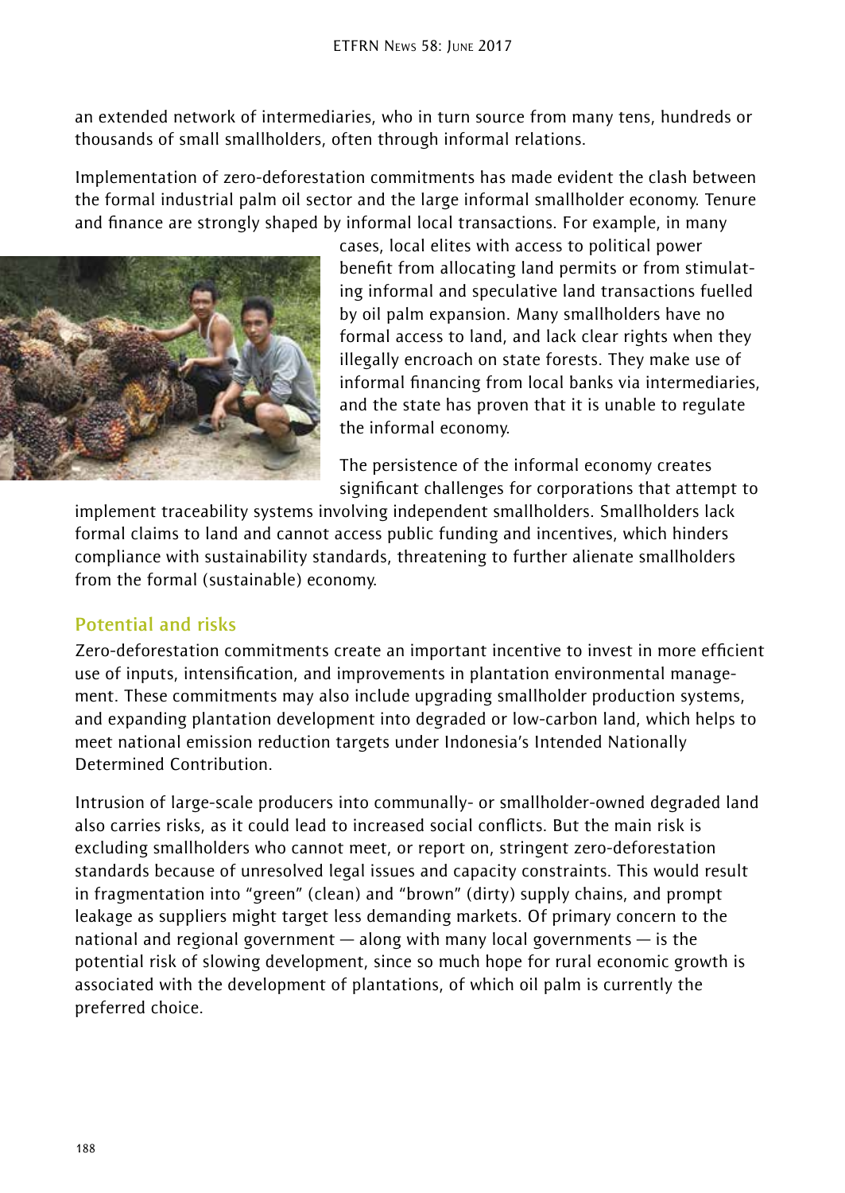an extended network of intermediaries, who in turn source from many tens, hundreds or thousands of small smallholders, often through informal relations.

Implementation of zero-deforestation commitments has made evident the clash between the formal industrial palm oil sector and the large informal smallholder economy. Tenure and finance are strongly shaped by informal local transactions. For example, in many cases, local elites with access to political power benefit from allocating land permits or from stimulating informal and speculative land transactions fuelled by oil palm expansion. Many smallholders have no formal access to land, and lack clear rights when they illegally encroach on state forests. They make use of informal financing from local banks via intermediaries, and the state has proven that it is unable to regulate the informal economy.

The persistence of the informal economy creates significant challenges for corporations that attempt to implement traceability systems involving independent smallholders. Smallholders lack formal claims to land and cannot access public funding and incentives, which hinders compliance with sustainability standards, threatening to further alienate smallholders from the formal (sustainable) economy.

## Potential and risks

Zero-deforestation commitments create an important incentive to invest in more efficient use of inputs, intensification, and improvements in plantation environmental management. These commitments may also include upgrading smallholder production systems, and expanding plantation development into degraded or low-carbon land, which helps to meet national emission reduction targets under Indonesia's Intended Nationally Determined Contribution.

Intrusion of large-scale producers into communally- or smallholder-owned degraded land also carries risks, as it could lead to increased social conflicts. But the main risk is excluding smallholders who cannot meet, or report on, stringent zero-deforestation standards because of unresolved legal issues and capacity constraints. This would result in fragmentation into "green" (clean) and "brown" (dirty) supply chains, and prompt leakage as suppliers might target less demanding markets. Of primary concern to the national and regional government — along with many local governments — is the potential risk of slowing development, since so much hope for rural economic growth is associated with the development of plantations, of which oil palm is currently the preferred choice.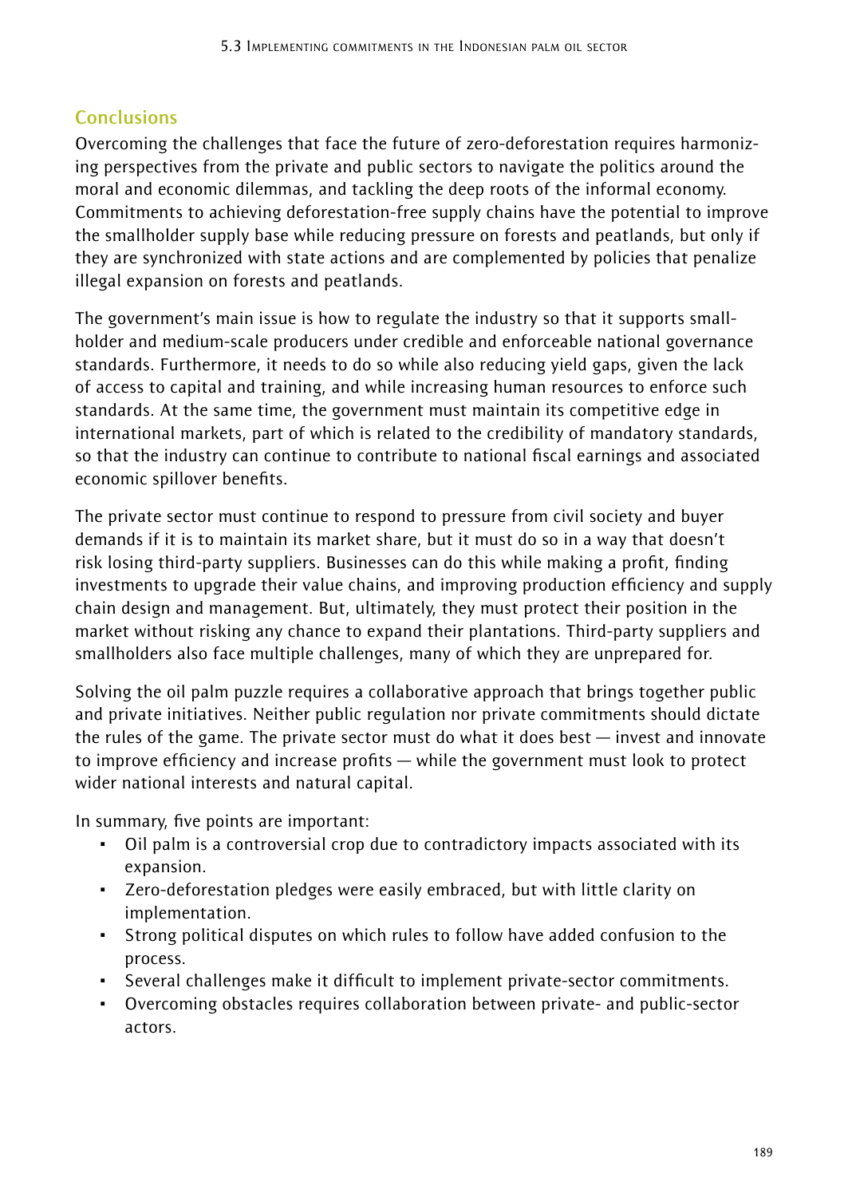## Conclusions

Overcoming the challenges that face the future of zero-deforestation requires harmonizing perspectives from the private and public sectors to navigate the politics around the moral and economic dilemmas, and tackling the deep roots of the informal economy. Commitments to achieving deforestation-free supply chains have the potential to improve the smallholder supply base while reducing pressure on forests and peatlands, but only if they are synchronized with state actions and are complemented by policies that penalize illegal expansion on forests and peatlands.

The government's main issue is how to regulate the industry so that it supports smallholder and medium-scale producers under credible and enforceable national governance standards. Furthermore, it needs to do so while also reducing yield gaps, given the lack of access to capital and training, and while increasing human resources to enforce such standards. At the same time, the government must maintain its competitive edge in international markets, part of which is related to the credibility of mandatory standards, so that the industry can continue to contribute to national fiscal earnings and associated economic spillover benefits.

The private sector must continue to respond to pressure from civil society and buyer demands if it is to maintain its market share, but it must do so in a way that doesn't risk losing third-party suppliers. Businesses can do this while making a profit, finding investments to upgrade their value chains, and improving production efficiency and supply chain design and management. But, ultimately, they must protect their position in the market without risking any chance to expand their plantations. Third-party suppliers and smallholders also face multiple challenges, many of which they are unprepared for.

Solving the oil palm puzzle requires a collaborative approach that brings together public and private initiatives. Neither public regulation nor private commitments should dictate the rules of the game. The private sector must do what it does best — invest and innovate to improve efficiency and increase profits — while the government must look to protect wider national interests and natural capital.

In summary, five points are important:

- Oil palm is a controversial crop due to contradictory impacts associated with its expansion.
- Zero-deforestation pledges were easily embraced, but with little clarity on implementation.
- Strong political disputes on which rules to follow have added confusion to the process.
- Several challenges make it difficult to implement private-sector commitments.
- Overcoming obstacles requires collaboration between private- and public-sector actors.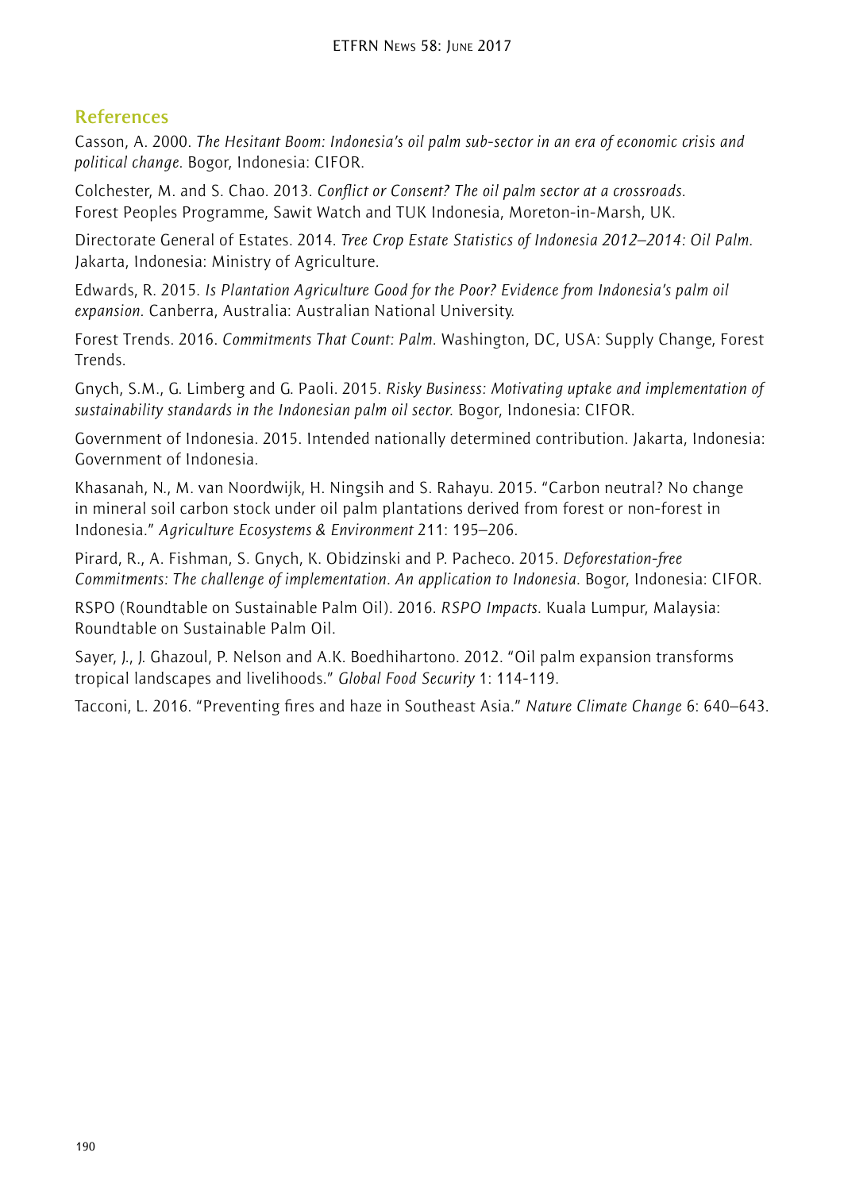## References

Casson, A. 2000. *The Hesitant Boom: Indonesia's oil palm sub-sector in an era of economic crisis and political change*. Bogor, Indonesia: CIFOR.

Colchester, M. and S. Chao. 2013. *Conflict or Consent? The oil palm sector at a crossroads*. Forest Peoples Programme, Sawit Watch and TUK Indonesia, Moreton-in-Marsh, UK.

Directorate General of Estates. 2014. *Tree Crop Estate Statistics of Indonesia 2012–2014: Oil Palm*. Jakarta, Indonesia: Ministry of Agriculture.

Edwards, R. 2015. *Is Plantation Agriculture Good for the Poor? Evidence from Indonesia's palm oil expansion*. Canberra, Australia: Australian National University.

Forest Trends. 2016. *Commitments That Count: Palm*. Washington, DC, USA: Supply Change, Forest Trends.

Gnych, S.M., G. Limberg and G. Paoli. 2015. *Risky Business: Motivating uptake and implementation of sustainability standards in the Indonesian palm oil sector*. Bogor, Indonesia: CIFOR.

Government of Indonesia. 2015. Intended nationally determined contribution. Jakarta, Indonesia: Government of Indonesia.

Khasanah, N., M. van Noordwijk, H. Ningsih and S. Rahayu. 2015. "Carbon neutral? No change in mineral soil carbon stock under oil palm plantations derived from forest or non-forest in Indonesia." *Agriculture Ecosystems & Environment* 211: 195–206.

Pirard, R., A. Fishman, S. Gnych, K. Obidzinski and P. Pacheco. 2015. *Deforestation-free Commitments: The challenge of implementation. An application to Indonesia*. Bogor, Indonesia: CIFOR.

RSPO (Roundtable on Sustainable Palm Oil). 2016. *RSPO Impacts*. Kuala Lumpur, Malaysia: Roundtable on Sustainable Palm Oil.

Sayer, J., J. Ghazoul, P. Nelson and A.K. Boedhihartono. 2012. "Oil palm expansion transforms tropical landscapes and livelihoods." *Global Food Security* 1: 114-119.

Tacconi, L. 2016. "Preventing fires and haze in Southeast Asia." *Nature Climate Change* 6: 640–643.